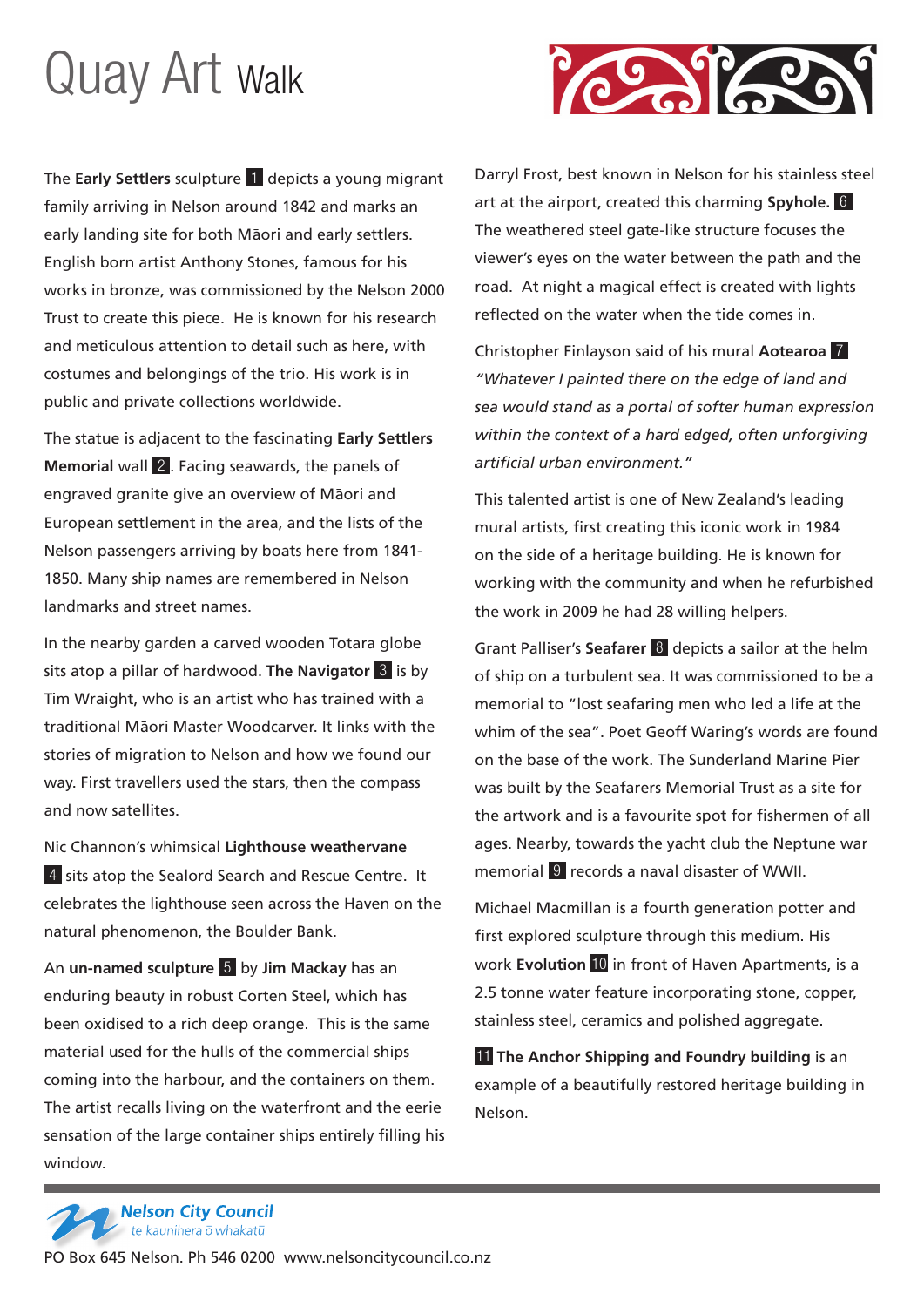# Quay Art Walk

The **Early Settlers** sculpture 1 depicts a young migrant family arriving in Nelson around 1842 and marks an early landing site for both Māori and early settlers. English born artist Anthony Stones, famous for his works in bronze, was commissioned by the Nelson 2000 Trust to create this piece. He is known for his research and meticulous attention to detail such as here, with costumes and belongings of the trio. His work is in public and private collections worldwide.

The statue is adjacent to the fascinating **Early Settlers Memorial** wall 2. Facing seawards, the panels of engraved granite give an overview of Māori and European settlement in the area, and the lists of the Nelson passengers arriving by boats here from 1841-1850. Many ship names are remembered in Nelson landmarks and street names.

In the nearby garden a carved wooden Totara globe sits atop a pillar of hardwood. **The Navigator** 3 is by Tim Wraight, who is an artist who has trained with a traditional Māori Master Woodcarver. It links with the stories of migration to Nelson and how we found our way. First travellers used the stars, then the compass and now satellites.

Nic Channon's whimsical **Lighthouse weathervane** 4 sits atop the Sealord Search and Rescue Centre. It celebrates the lighthouse seen across the Haven on the natural phenomenon, the Boulder Bank.

An **un-named sculpture** 5 by **Jim Mackay** has an enduring beauty in robust Corten Steel, which has been oxidised to a rich deep orange. This is the same material used for the hulls of the commercial ships coming into the harbour, and the containers on them. The artist recalls living on the waterfront and the eerie sensation of the large container ships entirely filling his window.

Darryl Frost, best known in Nelson for his stainless steel art at the airport, created this charming **Spyhole.** 6 The weathered steel gate-like structure focuses the viewer's eyes on the water between the path and the road. At night a magical effect is created with lights reflected on the water when the tide comes in.

Christopher Finlayson said of his mural **Aotearoa** 7 *"Whatever I painted there on the edge of land and sea would stand as a portal of softer human expression within the context of a hard edged, often unforgiving artificial urban environment."*

This talented artist is one of New Zealand's leading mural artists, first creating this iconic work in 1984 on the side of a heritage building. He is known for working with the community and when he refurbished the work in 2009 he had 28 willing helpers.

Grant Palliser's **Seafarer** 8 depicts a sailor at the helm of ship on a turbulent sea. It was commissioned to be a memorial to "lost seafaring men who led a life at the whim of the sea". Poet Geoff Waring's words are found on the base of the work. The Sunderland Marine Pier was built by the Seafarers Memorial Trust as a site for the artwork and is a favourite spot for fishermen of all ages. Nearby, towards the yacht club the Neptune war memorial 9 records a naval disaster of WWII.

Michael Macmillan is a fourth generation potter and first explored sculpture through this medium. His work **Evolution** 10 in front of Haven Apartments, is a 2.5 tonne water feature incorporating stone, copper, stainless steel, ceramics and polished aggregate.

11 **The Anchor Shipping and Foundry building** is an example of a beautifully restored heritage building in Nelson.

**Nelson City Council**
*te kaunihera o whakatū*

PO Box 645 Nelson. Ph 546 0200 www.nelsoncitycouncil.co.nz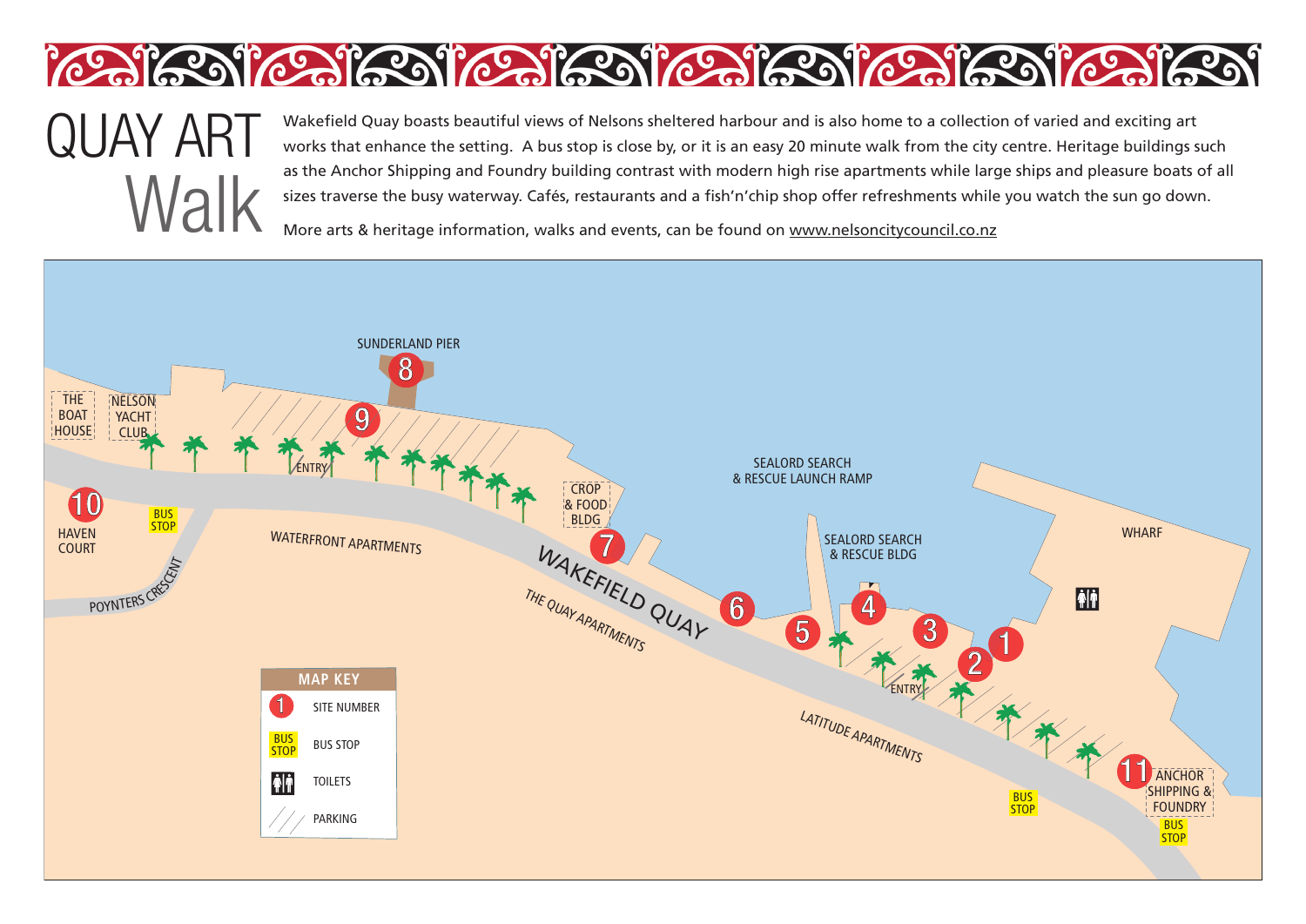# QUAY ART Walk

Wakefield Quay boasts beautiful views of Nelsons sheltered harbour and is also home to a collection of varied and exciting art works that enhance the setting. A bus stop is close by, or it is an easy 20 minute walk from the city centre. Heritage buildings such as the Anchor Shipping and Foundry building contrast with modern high rise apartments while large ships and pleasure boats of all sizes traverse the busy waterway. Cafés, restaurants and a fish'n'chip shop offer refreshments while you watch the sun go down.

More arts & heritage information, walks and events, can be found on www.nelsoncitycouncil.co.nz

SUNDERLAND PIER

8

9

THE BOAT HOUSE

NELSON YACHT CLUB

ENTRY

10

HAVEN COURT

BUS STOP

POYNTERS CRESCENT

WATERFRONT APARTMENTS

CROP & FOOD BLDG

7

WAKEFIELD QUAY

THE QUAY APARTMENTS

6

SEALORD SEARCH & RESCUE LAUNCH RAMP

SEALORD SEARCH & RESCUE BLDG

5

4

3

2

1

WHARF

ENTRY

LATITUDE APARTMENTS

BUS STOP

11

ANCHOR SHIPPING & FOUNDRY

BUS STOP

MAP KEY

1 SITE NUMBER

BUS STOP — BUS STOP

TOILETS

PARKING